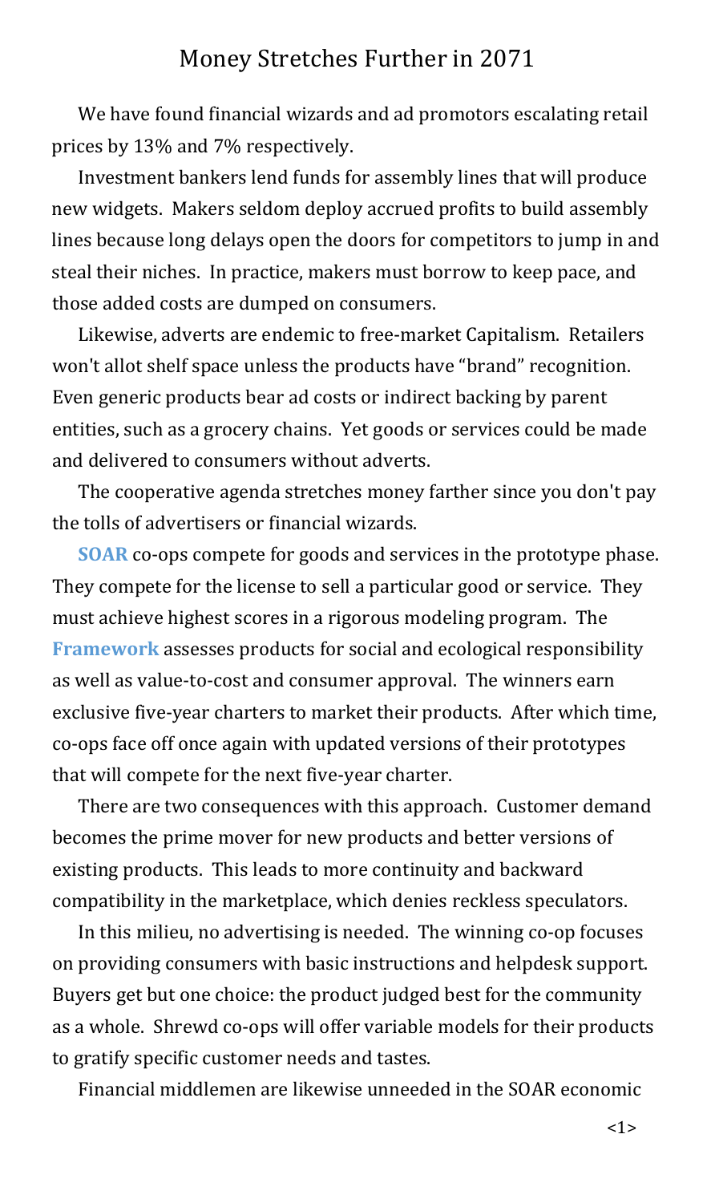# Money Stretches Further in 2071

We have found financial wizards and ad promotors escalating retail prices by 13% and 7% respectively.

Investment bankers lend funds for assembly lines that will produce new widgets. Makers seldom deploy accrued profits to build assembly lines because long delays open the doors for competitors to jump in and steal their niches. In practice, makers must borrow to keep pace, and those added costs are dumped on consumers.

Likewise, adverts are endemic to free-market Capitalism. Retailers won't allot shelf space unless the products have "brand" recognition. Even generic products bear ad costs or indirect backing by parent entities, such as a grocery chains. Yet goods or services could be made and delivered to consumers without adverts.

The cooperative agenda stretches money farther since you don't pay the tolls of advertisers or financial wizards.

**SOAR** co-ops compete for goods and services in the prototype phase. They compete for the license to sell a particular good or service. They must achieve highest scores in a rigorous modeling program. The **Framework** assesses products for social and ecological responsibility as well as value-to-cost and consumer approval. The winners earn exclusive five-year charters to market their products. After which time, co-ops face off once again with updated versions of their prototypes that will compete for the next five-year charter.

There are two consequences with this approach. Customer demand becomes the prime mover for new products and better versions of existing products. This leads to more continuity and backward compatibility in the marketplace, which denies reckless speculators.

In this milieu, no advertising is needed. The winning co-op focuses on providing consumers with basic instructions and helpdesk support. Buyers get but one choice: the product judged best for the community as a whole. Shrewd co-ops will offer variable models for their products to gratify specific customer needs and tastes.

Financial middlemen are likewise unneeded in the SOAR economic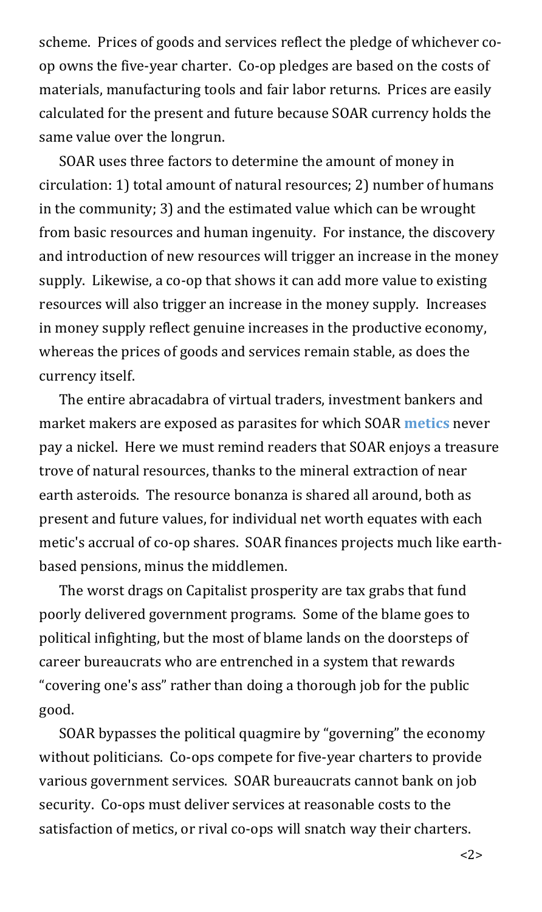scheme. Prices of goods and services reflect the pledge of whichever co-op owns the five-year charter. Co-op pledges are based on the costs of materials, manufacturing tools and fair labor returns. Prices are easily calculated for the present and future because SOAR currency holds the same value over the longrun.

SOAR uses three factors to determine the amount of money in circulation: 1) total amount of natural resources; 2) number of humans in the community; 3) and the estimated value which can be wrought from basic resources and human ingenuity. For instance, the discovery and introduction of new resources will trigger an increase in the money supply. Likewise, a co-op that shows it can add more value to existing resources will also trigger an increase in the money supply. Increases in money supply reflect genuine increases in the productive economy, whereas the prices of goods and services remain stable, as does the currency itself.

The entire abracadabra of virtual traders, investment bankers and market makers are exposed as parasites for which SOAR **metics** never pay a nickel. Here we must remind readers that SOAR enjoys a treasure trove of natural resources, thanks to the mineral extraction of near earth asteroids. The resource bonanza is shared all around, both as present and future values, for individual net worth equates with each metic's accrual of co-op shares. SOAR finances projects much like earth-based pensions, minus the middlemen.

The worst drags on Capitalist prosperity are tax grabs that fund poorly delivered government programs. Some of the blame goes to political infighting, but the most of blame lands on the doorsteps of career bureaucrats who are entrenched in a system that rewards "covering one's ass" rather than doing a thorough job for the public good.

SOAR bypasses the political quagmire by "governing" the economy without politicians. Co-ops compete for five-year charters to provide various government services. SOAR bureaucrats cannot bank on job security. Co-ops must deliver services at reasonable costs to the satisfaction of metics, or rival co-ops will snatch way their charters.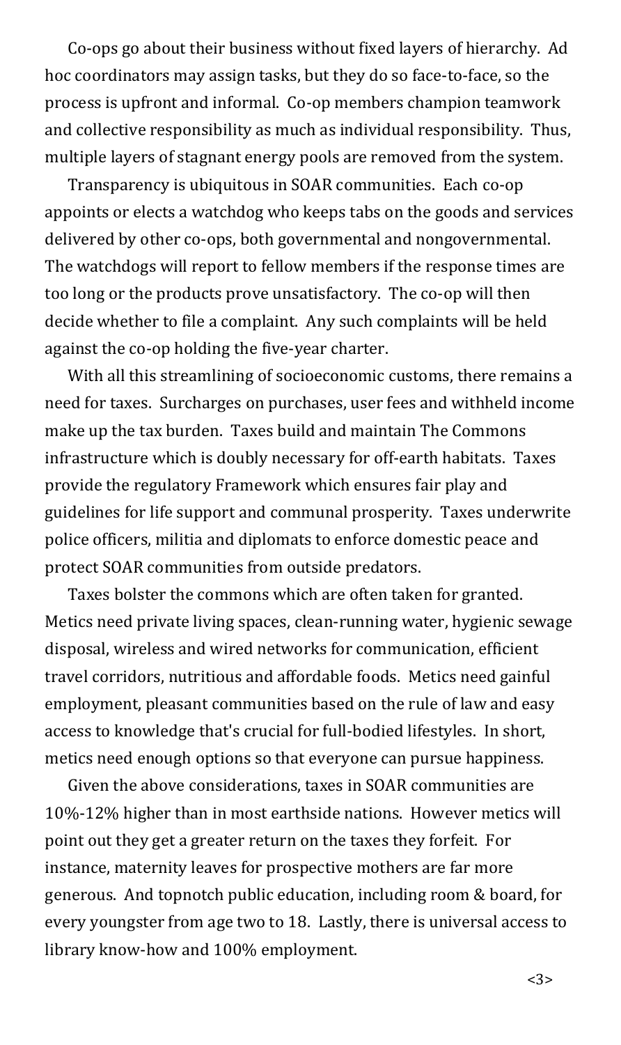Co-ops go about their business without fixed layers of hierarchy. Ad hoc coordinators may assign tasks, but they do so face-to-face, so the process is upfront and informal. Co-op members champion teamwork and collective responsibility as much as individual responsibility. Thus, multiple layers of stagnant energy pools are removed from the system.

Transparency is ubiquitous in SOAR communities. Each co-op appoints or elects a watchdog who keeps tabs on the goods and services delivered by other co-ops, both governmental and nongovernmental. The watchdogs will report to fellow members if the response times are too long or the products prove unsatisfactory. The co-op will then decide whether to file a complaint. Any such complaints will be held against the co-op holding the five-year charter.

With all this streamlining of socioeconomic customs, there remains a need for taxes. Surcharges on purchases, user fees and withheld income make up the tax burden. Taxes build and maintain The Commons infrastructure which is doubly necessary for off-earth habitats. Taxes provide the regulatory Framework which ensures fair play and guidelines for life support and communal prosperity. Taxes underwrite police officers, militia and diplomats to enforce domestic peace and protect SOAR communities from outside predators.

Taxes bolster the commons which are often taken for granted. Metics need private living spaces, clean-running water, hygienic sewage disposal, wireless and wired networks for communication, efficient travel corridors, nutritious and affordable foods. Metics need gainful employment, pleasant communities based on the rule of law and easy access to knowledge that's crucial for full-bodied lifestyles. In short, metics need enough options so that everyone can pursue happiness.

Given the above considerations, taxes in SOAR communities are 10%-12% higher than in most earthside nations. However metics will point out they get a greater return on the taxes they forfeit. For instance, maternity leaves for prospective mothers are far more generous. And topnotch public education, including room & board, for every youngster from age two to 18. Lastly, there is universal access to library know-how and 100% employment.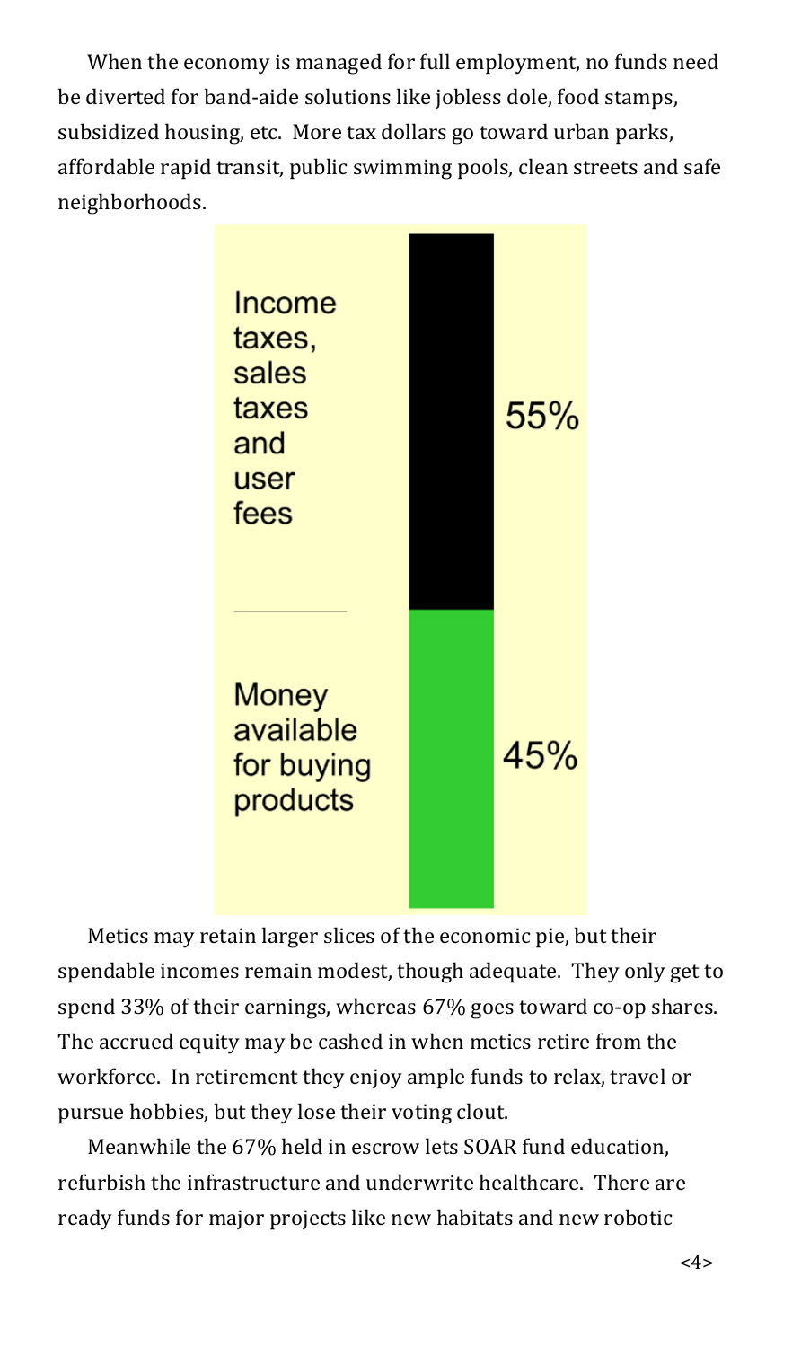When the economy is managed for full employment, no funds need be diverted for band-aide solutions like jobless dole, food stamps, subsidized housing, etc. More tax dollars go toward urban parks, affordable rapid transit, public swimming pools, clean streets and safe neighborhoods.

Income taxes, sales taxes and user fees — 55%

Money available for buying products — 45%

Metics may retain larger slices of the economic pie, but their spendable incomes remain modest, though adequate. They only get to spend 33% of their earnings, whereas 67% goes toward co-op shares. The accrued equity may be cashed in when metics retire from the workforce. In retirement they enjoy ample funds to relax, travel or pursue hobbies, but they lose their voting clout.

Meanwhile the 67% held in escrow lets SOAR fund education, refurbish the infrastructure and underwrite healthcare. There are ready funds for major projects like new habitats and new robotic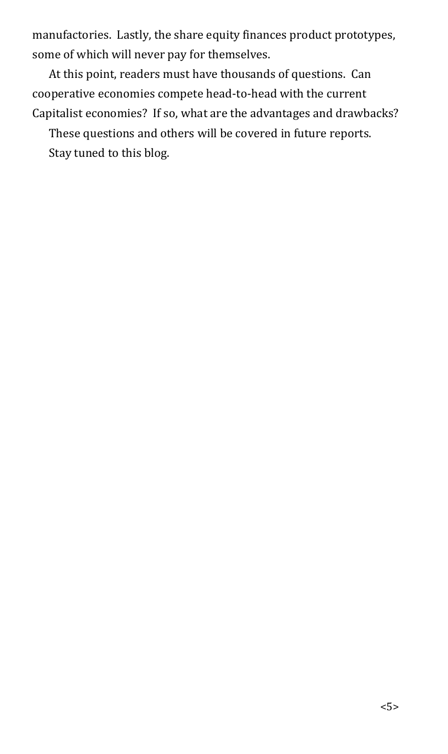manufactories. Lastly, the share equity finances product prototypes, some of which will never pay for themselves.

At this point, readers must have thousands of questions. Can cooperative economies compete head-to-head with the current Capitalist economies? If so, what are the advantages and drawbacks?

These questions and others will be covered in future reports.

Stay tuned to this blog.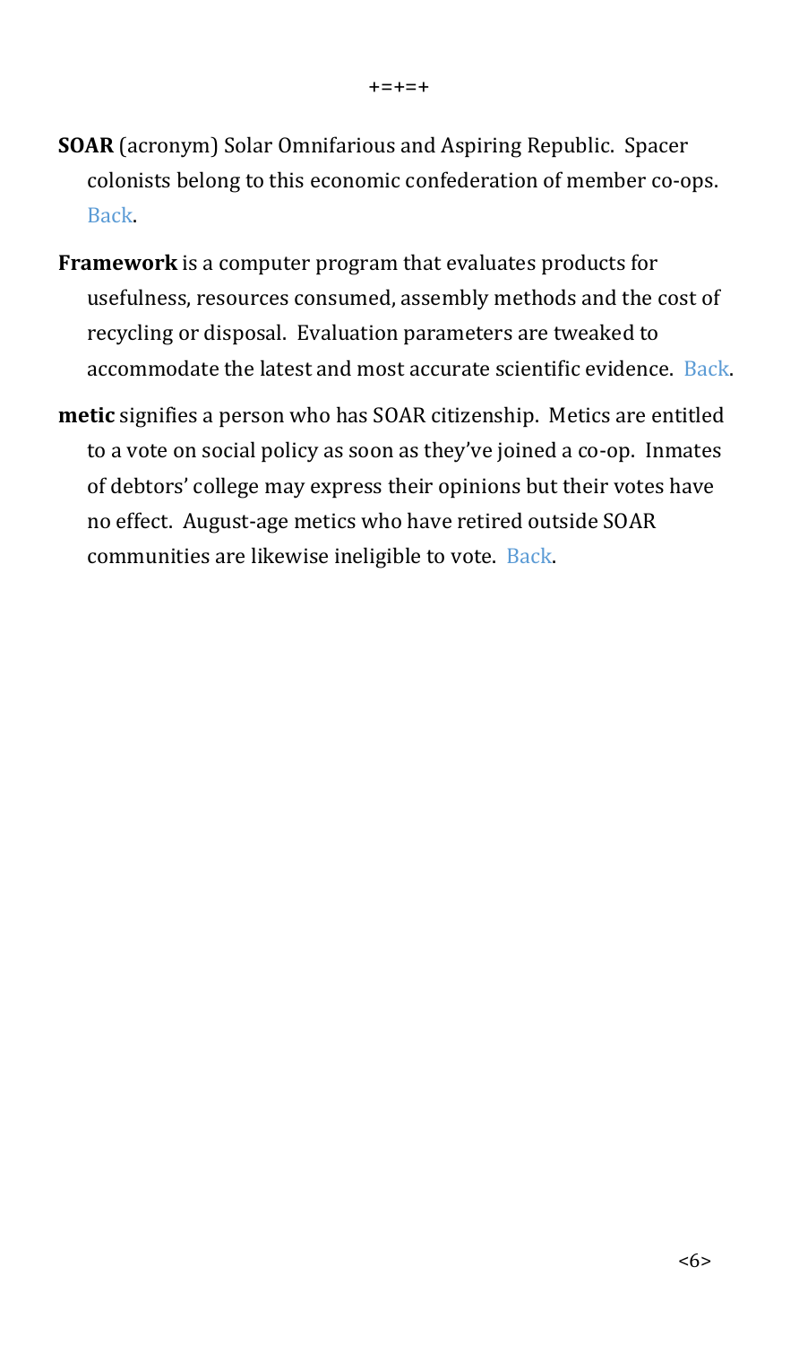+=+=+

**SOAR** (acronym) Solar Omnifarious and Aspiring Republic. Spacer colonists belong to this economic confederation of member co-ops. Back.

**Framework** is a computer program that evaluates products for usefulness, resources consumed, assembly methods and the cost of recycling or disposal. Evaluation parameters are tweaked to accommodate the latest and most accurate scientific evidence. Back.

**metic** signifies a person who has SOAR citizenship. Metics are entitled to a vote on social policy as soon as they've joined a co-op. Inmates of debtors' college may express their opinions but their votes have no effect. August-age metics who have retired outside SOAR communities are likewise ineligible to vote. Back.